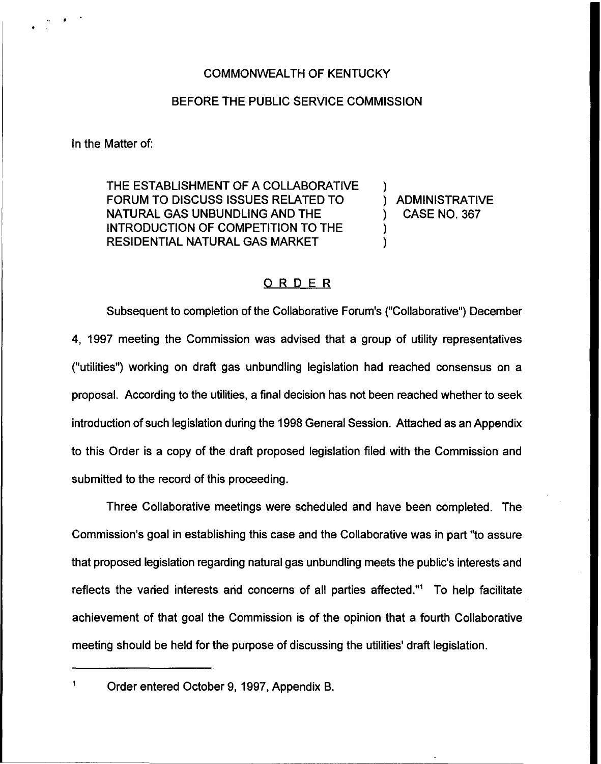COMMONWEALTH OF KENTUCKY

BEFORE THE PUBLIC SERVICE COMMISSION

In the Matter of:

| | | |
|---|---|---|
| THE ESTABLISHMENT OF A COLLABORATIVE FORUM TO DISCUSS ISSUES RELATED TO NATURAL GAS UNBUNDLING AND THE INTRODUCTION OF COMPETITION TO THE RESIDENTIAL NATURAL GAS MARKET | ) ) ) ) ) | ADMINISTRATIVE CASE NO. 367 |

## ORDER

Subsequent to completion of the Collaborative Forum's ("Collaborative") December 4, 1997 meeting the Commission was advised that a group of utility representatives ("utilities") working on draft gas unbundling legislation had reached consensus on a proposal. According to the utilities, a final decision has not been reached whether to seek introduction of such legislation during the 1998 General Session. Attached as an Appendix to this Order is a copy of the draft proposed legislation filed with the Commission and submitted to the record of this proceeding.

Three Collaborative meetings were scheduled and have been completed. The Commission's goal in establishing this case and the Collaborative was in part "to assure that proposed legislation regarding natural gas unbundling meets the public's interests and reflects the varied interests and concerns of all parties affected."[1] To help facilitate achievement of that goal the Commission is of the opinion that a fourth Collaborative meeting should be held for the purpose of discussing the utilities' draft legislation.

---

[1] Order entered October 9, 1997, Appendix B.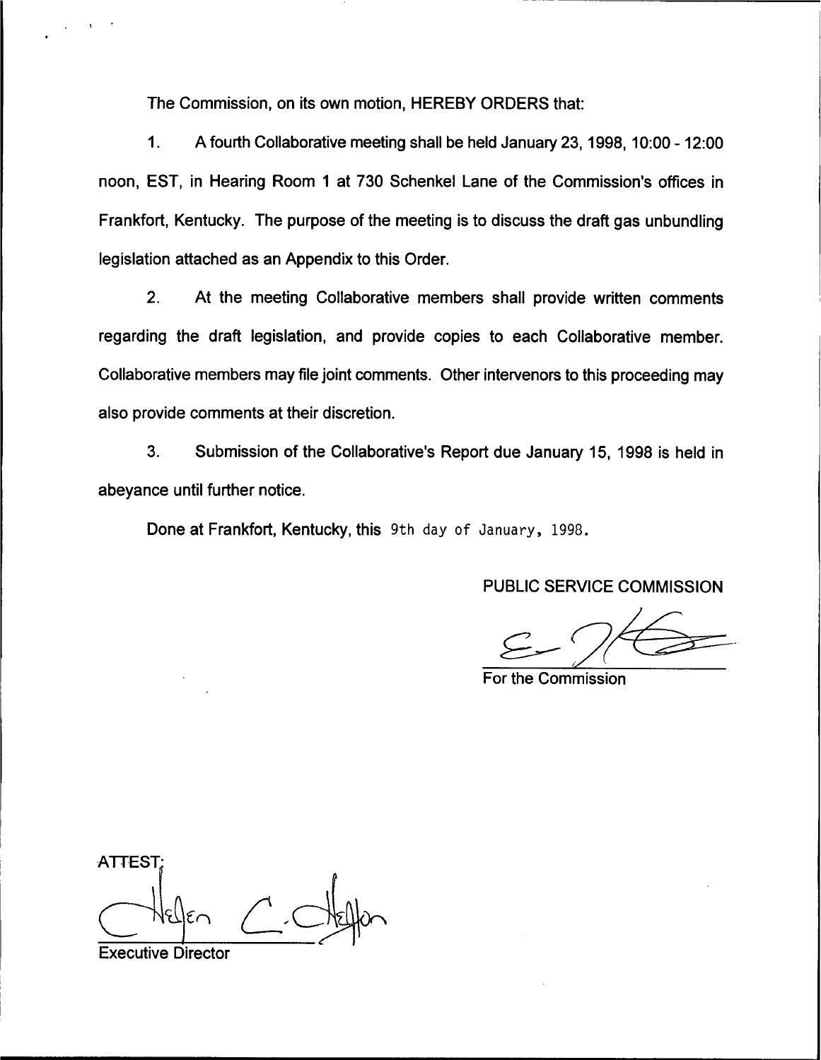The Commission, on its own motion, HEREBY ORDERS that:

1. A fourth Collaborative meeting shall be held January 23, 1998, 10:00 - 12:00 noon, EST, in Hearing Room 1 at 730 Schenkel Lane of the Commission's offices in Frankfort, Kentucky. The purpose of the meeting is to discuss the draft gas unbundling legislation attached as an Appendix to this Order.

2. At the meeting Collaborative members shall provide written comments regarding the draft legislation, and provide copies to each Collaborative member. Collaborative members may file joint comments. Other intervenors to this proceeding may also provide comments at their discretion.

3. Submission of the Collaborative's Report due January 15, 1998 is held in abeyance until further notice.

Done at Frankfort, Kentucky, this 9th day of January, 1998.

PUBLIC SERVICE COMMISSION

For the Commission

ATTEST:

Executive Director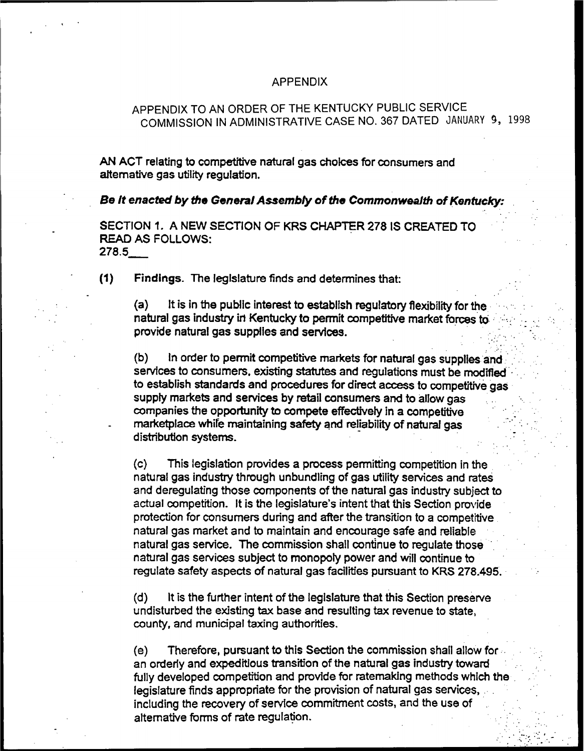# APPENDIX

APPENDIX TO AN ORDER OF THE KENTUCKY PUBLIC SERVICE COMMISSION IN ADMINISTRATIVE CASE NO. 367 DATED JANUARY 9, 1998

AN ACT relating to competitive natural gas choices for consumers and alternative gas utility regulation.

***Be it enacted by the General Assembly of the Commonwealth of Kentucky:***

SECTION 1. A NEW SECTION OF KRS CHAPTER 278 IS CREATED TO READ AS FOLLOWS:
278.5___

**(1) Findings.** The legislature finds and determines that:

(a) It is in the public interest to establish regulatory flexibility for the natural gas industry in Kentucky to permit competitive market forces to provide natural gas supplies and services.

(b) In order to permit competitive markets for natural gas supplies and services to consumers, existing statutes and regulations must be modified to establish standards and procedures for direct access to competitive gas supply markets and services by retail consumers and to allow gas companies the opportunity to compete effectively in a competitive marketplace while maintaining safety and reliability of natural gas distribution systems.

(c) This legislation provides a process permitting competition in the natural gas industry through unbundling of gas utility services and rates and deregulating those components of the natural gas industry subject to actual competition. It is the legislature's intent that this Section provide protection for consumers during and after the transition to a competitive natural gas market and to maintain and encourage safe and reliable natural gas service. The commission shall continue to regulate those natural gas services subject to monopoly power and will continue to regulate safety aspects of natural gas facilities pursuant to KRS 278.495.

(d) It is the further intent of the legislature that this Section preserve undisturbed the existing tax base and resulting tax revenue to state, county, and municipal taxing authorities.

(e) Therefore, pursuant to this Section the commission shall allow for an orderly and expeditious transition of the natural gas industry toward fully developed competition and provide for ratemaking methods which the legislature finds appropriate for the provision of natural gas services, including the recovery of service commitment costs, and the use of alternative forms of rate regulation.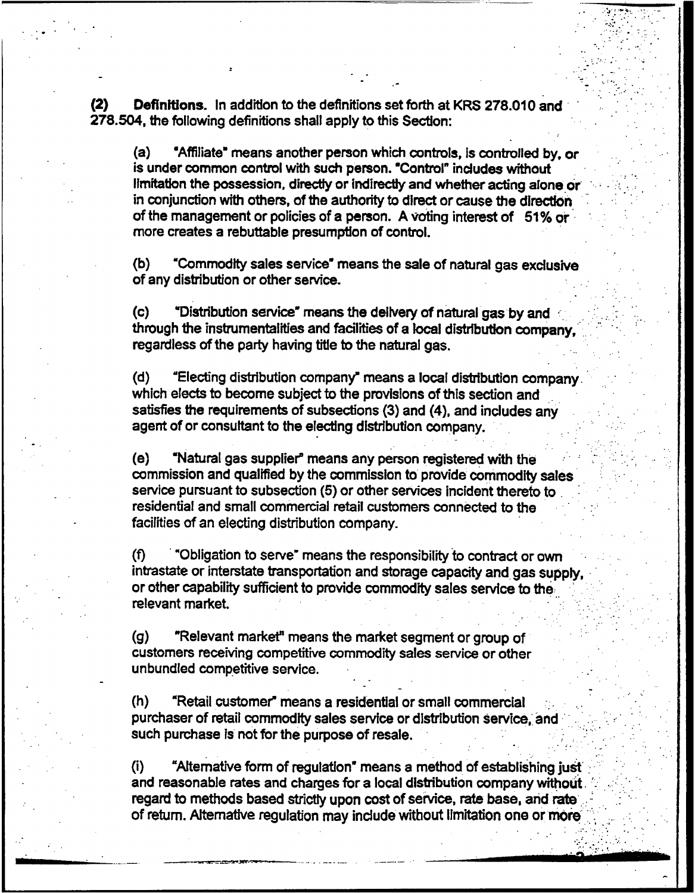**(2) Definitions.** In addition to the definitions set forth at KRS 278.010 and 278.504, the following definitions shall apply to this Section:

(a) "Affiliate" means another person which controls, is controlled by, or is under common control with such person. "Control" includes without limitation the possession, directly or indirectly and whether acting alone or in conjunction with others, of the authority to direct or cause the direction of the management or policies of a person. A voting interest of 51% or more creates a rebuttable presumption of control.

(b) "Commodity sales service" means the sale of natural gas exclusive of any distribution or other service.

(c) "Distribution service" means the delivery of natural gas by and through the instrumentalities and facilities of a local distribution company, regardless of the party having title to the natural gas.

(d) "Electing distribution company" means a local distribution company which elects to become subject to the provisions of this section and satisfies the requirements of subsections (3) and (4), and includes any agent of or consultant to the electing distribution company.

(e) "Natural gas supplier" means any person registered with the commission and qualified by the commission to provide commodity sales service pursuant to subsection (5) or other services incident thereto to residential and small commercial retail customers connected to the facilities of an electing distribution company.

(f) "Obligation to serve" means the responsibility to contract or own intrastate or interstate transportation and storage capacity and gas supply, or other capability sufficient to provide commodity sales service to the relevant market.

(g) "Relevant market" means the market segment or group of customers receiving competitive commodity sales service or other unbundled competitive service.

(h) "Retail customer" means a residential or small commercial purchaser of retail commodity sales service or distribution service, and such purchase is not for the purpose of resale.

(i) "Alternative form of regulation" means a method of establishing just and reasonable rates and charges for a local distribution company without regard to methods based strictly upon cost of service, rate base, and rate of return. Alternative regulation may include without limitation one or more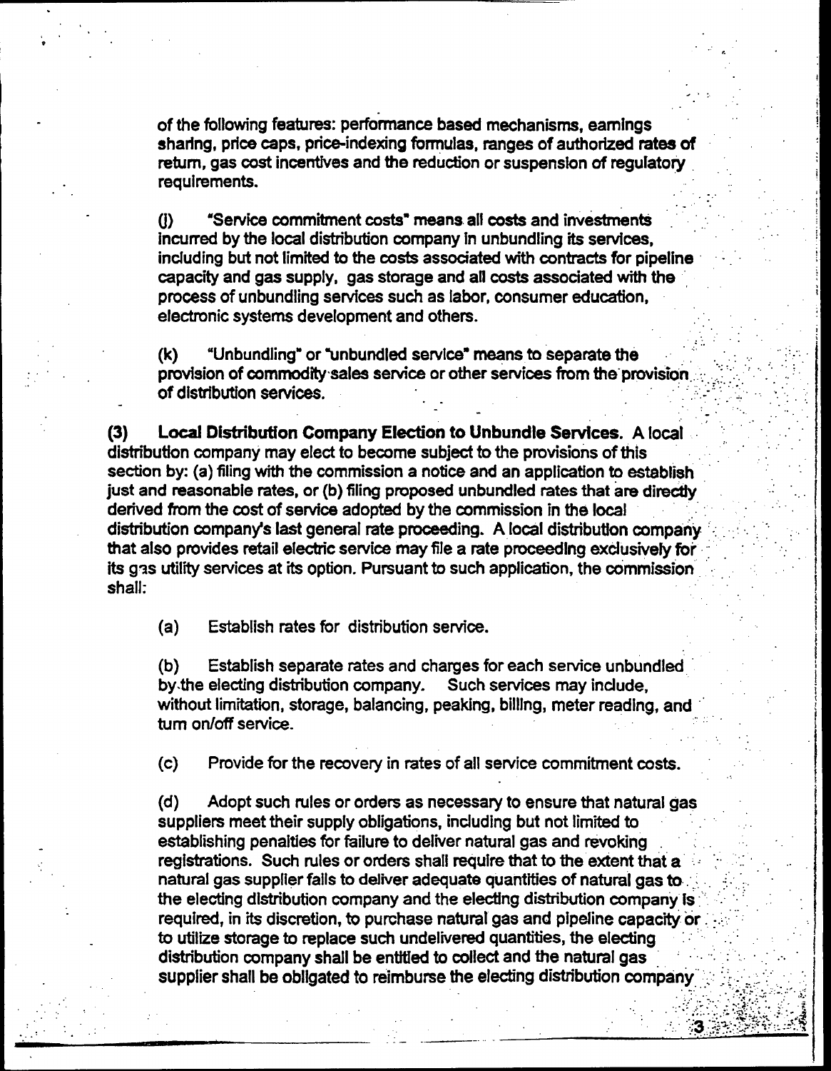of the following features: performance based mechanisms, earnings sharing, price caps, price-indexing formulas, ranges of authorized rates of return, gas cost incentives and the reduction or suspension of regulatory requirements.

(j) "Service commitment costs" means all costs and investments incurred by the local distribution company in unbundling its services, including but not limited to the costs associated with contracts for pipeline capacity and gas supply, gas storage and all costs associated with the process of unbundling services such as labor, consumer education, electronic systems development and others.

(k) "Unbundling" or "unbundled service" means to separate the provision of commodity sales service or other services from the provision of distribution services.

(3) **Local Distribution Company Election to Unbundle Services.** A local distribution company may elect to become subject to the provisions of this section by: (a) filing with the commission a notice and an application to establish just and reasonable rates, or (b) filing proposed unbundled rates that are directly derived from the cost of service adopted by the commission in the local distribution company's last general rate proceeding. A local distribution company that also provides retail electric service may file a rate proceeding exclusively for its gas utility services at its option. Pursuant to such application, the commission shall:

(a) Establish rates for distribution service.

(b) Establish separate rates and charges for each service unbundled by the electing distribution company. Such services may include, without limitation, storage, balancing, peaking, billing, meter reading, and turn on/off service.

(c) Provide for the recovery in rates of all service commitment costs.

(d) Adopt such rules or orders as necessary to ensure that natural gas suppliers meet their supply obligations, including but not limited to establishing penalties for failure to deliver natural gas and revoking registrations. Such rules or orders shall require that to the extent that a natural gas supplier fails to deliver adequate quantities of natural gas to the electing distribution company and the electing distribution company is required, in its discretion, to purchase natural gas and pipeline capacity or to utilize storage to replace such undelivered quantities, the electing distribution company shall be entitled to collect and the natural gas supplier shall be obligated to reimburse the electing distribution company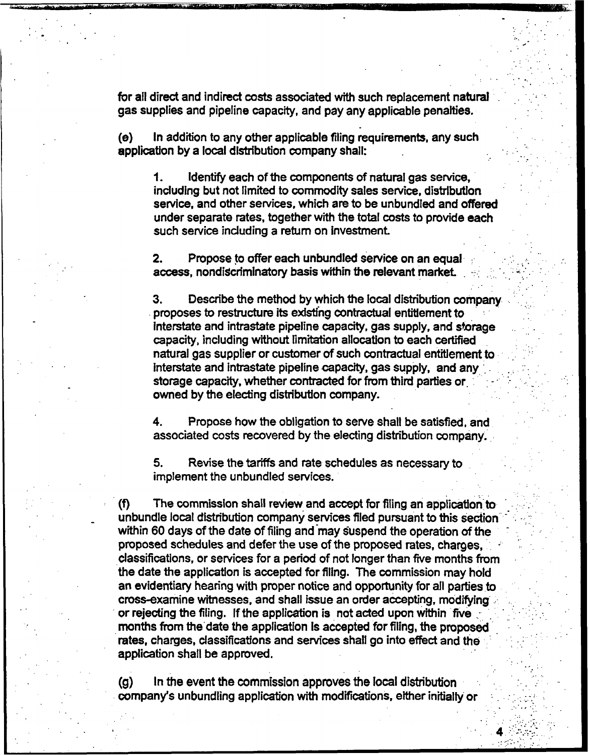for all direct and indirect costs associated with such replacement natural gas supplies and pipeline capacity, and pay any applicable penalties.

(e) In addition to any other applicable filing requirements, any such application by a local distribution company shall:

1. Identify each of the components of natural gas service, including but not limited to commodity sales service, distribution service, and other services, which are to be unbundled and offered under separate rates, together with the total costs to provide each such service including a return on investment.

2. Propose to offer each unbundled service on an equal access, nondiscriminatory basis within the relevant market.

3. Describe the method by which the local distribution company proposes to restructure its existing contractual entitlement to interstate and intrastate pipeline capacity, gas supply, and storage capacity, including without limitation allocation to each certified natural gas supplier or customer of such contractual entitlement to interstate and intrastate pipeline capacity, gas supply, and any storage capacity, whether contracted for from third parties or owned by the electing distribution company.

4. Propose how the obligation to serve shall be satisfied, and associated costs recovered by the electing distribution company.

5. Revise the tariffs and rate schedules as necessary to implement the unbundled services.

(f) The commission shall review and accept for filing an application to unbundle local distribution company services filed pursuant to this section within 60 days of the date of filing and may suspend the operation of the proposed schedules and defer the use of the proposed rates, charges, classifications, or services for a period of not longer than five months from the date the application is accepted for filing. The commission may hold an evidentiary hearing with proper notice and opportunity for all parties to cross-examine witnesses, and shall issue an order accepting, modifying or rejecting the filing. If the application is not acted upon within five months from the date the application is accepted for filing, the proposed rates, charges, classifications and services shall go into effect and the application shall be approved.

(g) In the event the commission approves the local distribution company's unbundling application with modifications, either initially or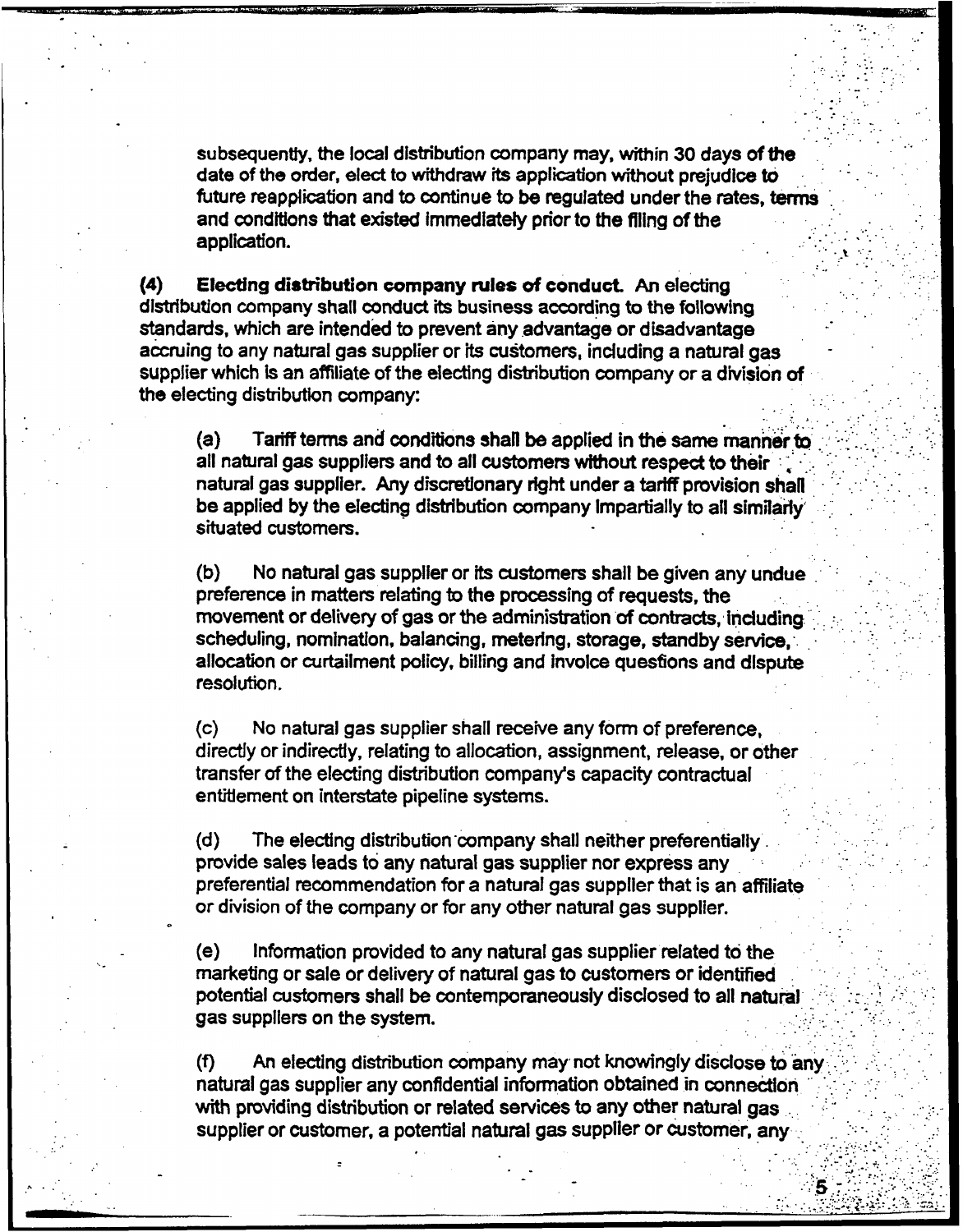subsequently, the local distribution company may, within 30 days of the date of the order, elect to withdraw its application without prejudice to future reapplication and to continue to be regulated under the rates, terms and conditions that existed immediately prior to the filing of the application.

**(4) Electing distribution company rules of conduct.** An electing distribution company shall conduct its business according to the following standards, which are intended to prevent any advantage or disadvantage accruing to any natural gas supplier or its customers, including a natural gas supplier which is an affiliate of the electing distribution company or a division of the electing distribution company:

(a) Tariff terms and conditions shall be applied in the same manner to all natural gas suppliers and to all customers without respect to their natural gas supplier. Any discretionary right under a tariff provision shall be applied by the electing distribution company impartially to all similarly situated customers.

(b) No natural gas supplier or its customers shall be given any undue preference in matters relating to the processing of requests, the movement or delivery of gas or the administration of contracts, including scheduling, nomination, balancing, metering, storage, standby service, allocation or curtailment policy, billing and invoice questions and dispute resolution.

(c) No natural gas supplier shall receive any form of preference, directly or indirectly, relating to allocation, assignment, release, or other transfer of the electing distribution company's capacity contractual entitlement on interstate pipeline systems.

(d) The electing distribution company shall neither preferentially provide sales leads to any natural gas supplier nor express any preferential recommendation for a natural gas supplier that is an affiliate or division of the company or for any other natural gas supplier.

(e) Information provided to any natural gas supplier related to the marketing or sale or delivery of natural gas to customers or identified potential customers shall be contemporaneously disclosed to all natural gas suppliers on the system.

(f) An electing distribution company may not knowingly disclose to any natural gas supplier any confidential information obtained in connection with providing distribution or related services to any other natural gas supplier or customer, a potential natural gas supplier or customer, any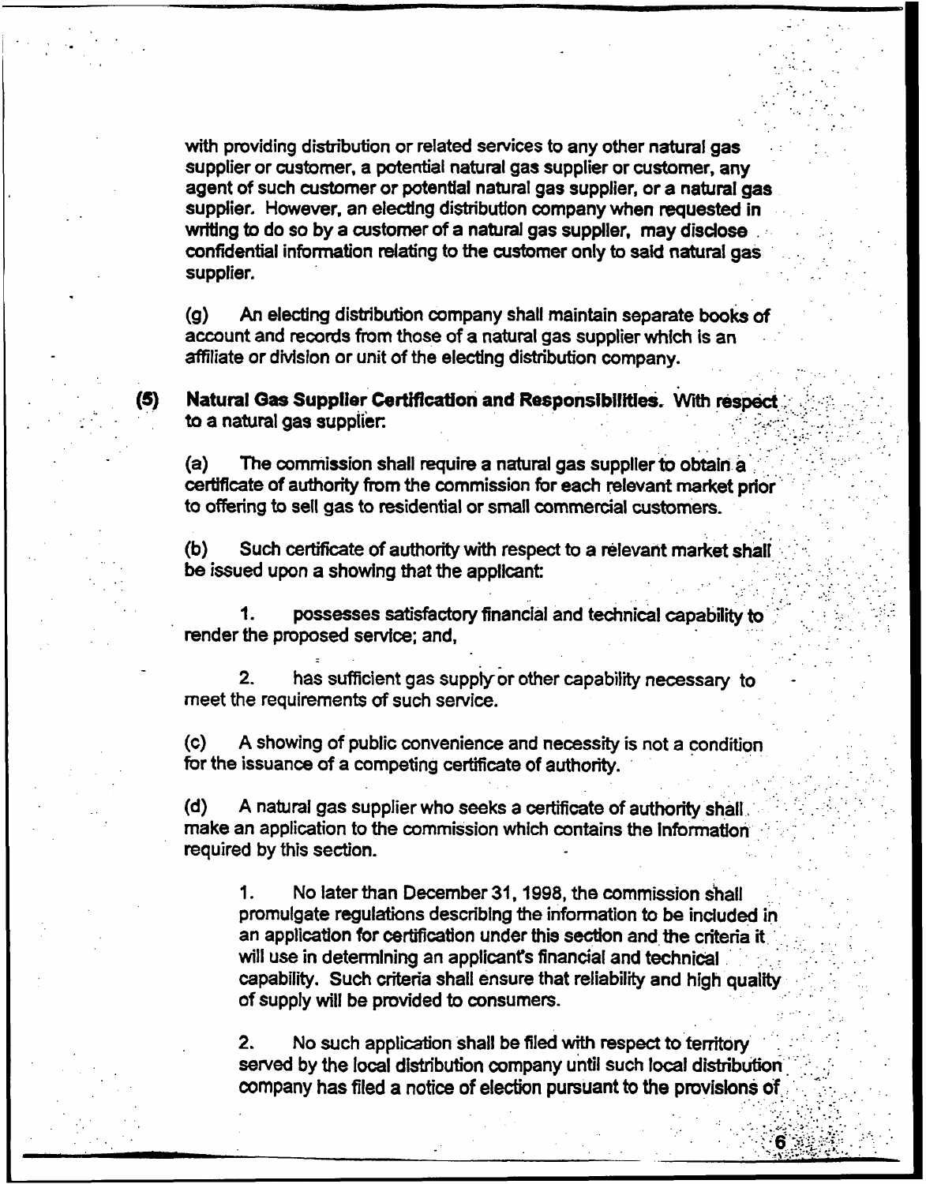with providing distribution or related services to any other natural gas supplier or customer, a potential natural gas supplier or customer, any agent of such customer or potential natural gas supplier, or a natural gas supplier. However, an electing distribution company when requested in writing to do so by a customer of a natural gas supplier, may disclose confidential information relating to the customer only to said natural gas supplier.

(g) An electing distribution company shall maintain separate books of account and records from those of a natural gas supplier which is an affiliate or division or unit of the electing distribution company.

**(5) Natural Gas Supplier Certification and Responsibilities.** With respect to a natural gas supplier:

(a) The commission shall require a natural gas supplier to obtain a certificate of authority from the commission for each relevant market prior to offering to sell gas to residential or small commercial customers.

(b) Such certificate of authority with respect to a relevant market shall be issued upon a showing that the applicant:

1. possesses satisfactory financial and technical capability to render the proposed service; and,

2. has sufficient gas supply or other capability necessary to meet the requirements of such service.

(c) A showing of public convenience and necessity is not a condition for the issuance of a competing certificate of authority.

(d) A natural gas supplier who seeks a certificate of authority shall make an application to the commission which contains the information required by this section.

1. No later than December 31, 1998, the commission shall promulgate regulations describing the information to be included in an application for certification under this section and the criteria it will use in determining an applicant's financial and technical capability. Such criteria shall ensure that reliability and high quality of supply will be provided to consumers.

2. No such application shall be filed with respect to territory served by the local distribution company until such local distribution company has filed a notice of election pursuant to the provisions of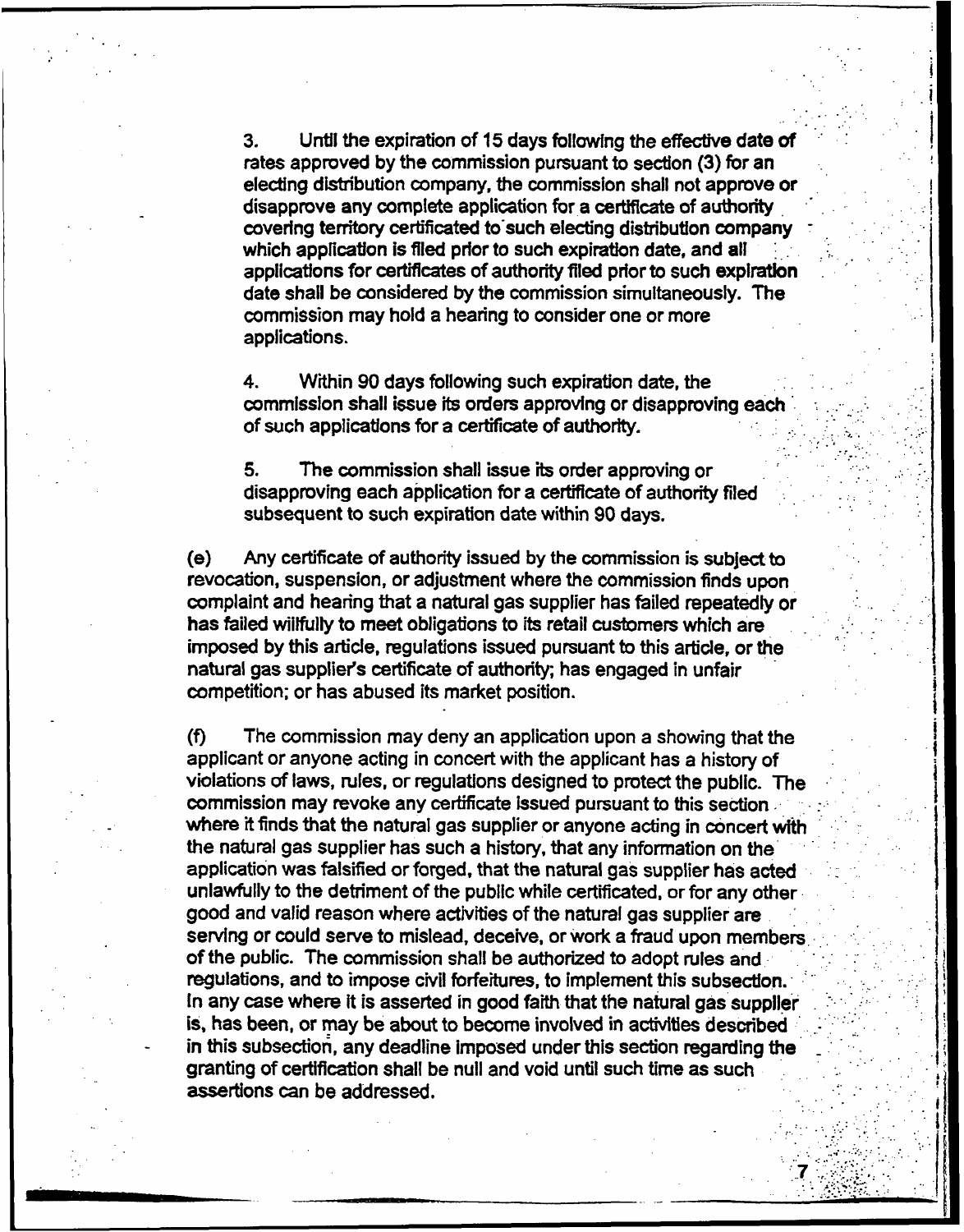3. Until the expiration of 15 days following the effective date of rates approved by the commission pursuant to section (3) for an electing distribution company, the commission shall not approve or disapprove any complete application for a certificate of authority covering territory certificated to such electing distribution company which application is filed prior to such expiration date, and all applications for certificates of authority filed prior to such expiration date shall be considered by the commission simultaneously. The commission may hold a hearing to consider one or more applications.

4. Within 90 days following such expiration date, the commission shall issue its orders approving or disapproving each of such applications for a certificate of authority.

5. The commission shall issue its order approving or disapproving each application for a certificate of authority filed subsequent to such expiration date within 90 days.

(e) Any certificate of authority issued by the commission is subject to revocation, suspension, or adjustment where the commission finds upon complaint and hearing that a natural gas supplier has failed repeatedly or has failed willfully to meet obligations to its retail customers which are imposed by this article, regulations issued pursuant to this article, or the natural gas supplier's certificate of authority; has engaged in unfair competition; or has abused its market position.

(f) The commission may deny an application upon a showing that the applicant or anyone acting in concert with the applicant has a history of violations of laws, rules, or regulations designed to protect the public. The commission may revoke any certificate issued pursuant to this section where it finds that the natural gas supplier or anyone acting in concert with the natural gas supplier has such a history, that any information on the application was falsified or forged, that the natural gas supplier has acted unlawfully to the detriment of the public while certificated, or for any other good and valid reason where activities of the natural gas supplier are serving or could serve to mislead, deceive, or work a fraud upon members of the public. The commission shall be authorized to adopt rules and regulations, and to impose civil forfeitures, to implement this subsection. In any case where it is asserted in good faith that the natural gas supplier is, has been, or may be about to become involved in activities described in this subsection, any deadline imposed under this section regarding the granting of certification shall be null and void until such time as such assertions can be addressed.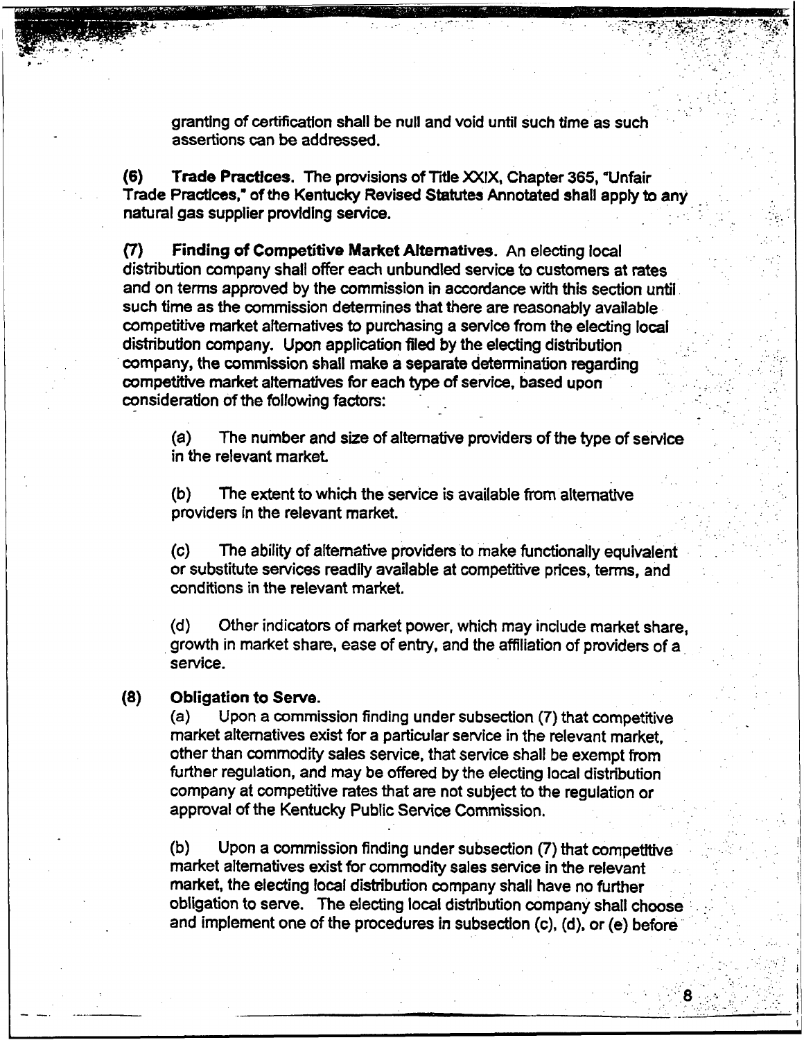granting of certification shall be null and void until such time as such assertions can be addressed.

**(6) Trade Practices.** The provisions of Title XXIX, Chapter 365, "Unfair Trade Practices," of the Kentucky Revised Statutes Annotated shall apply to any natural gas supplier providing service.

**(7) Finding of Competitive Market Alternatives.** An electing local distribution company shall offer each unbundled service to customers at rates and on terms approved by the commission in accordance with this section until such time as the commission determines that there are reasonably available competitive market alternatives to purchasing a service from the electing local distribution company. Upon application filed by the electing distribution company, the commission shall make a separate determination regarding competitive market alternatives for each type of service, based upon consideration of the following factors:

(a) The number and size of alternative providers of the type of service in the relevant market.

(b) The extent to which the service is available from alternative providers in the relevant market.

(c) The ability of alternative providers to make functionally equivalent or substitute services readily available at competitive prices, terms, and conditions in the relevant market.

(d) Other indicators of market power, which may include market share, growth in market share, ease of entry, and the affiliation of providers of a service.

**(8) Obligation to Serve.**

(a) Upon a commission finding under subsection (7) that competitive market alternatives exist for a particular service in the relevant market, other than commodity sales service, that service shall be exempt from further regulation, and may be offered by the electing local distribution company at competitive rates that are not subject to the regulation or approval of the Kentucky Public Service Commission.

(b) Upon a commission finding under subsection (7) that competitive market alternatives exist for commodity sales service in the relevant market, the electing local distribution company shall have no further obligation to serve. The electing local distribution company shall choose and implement one of the procedures in subsection (c), (d), or (e) before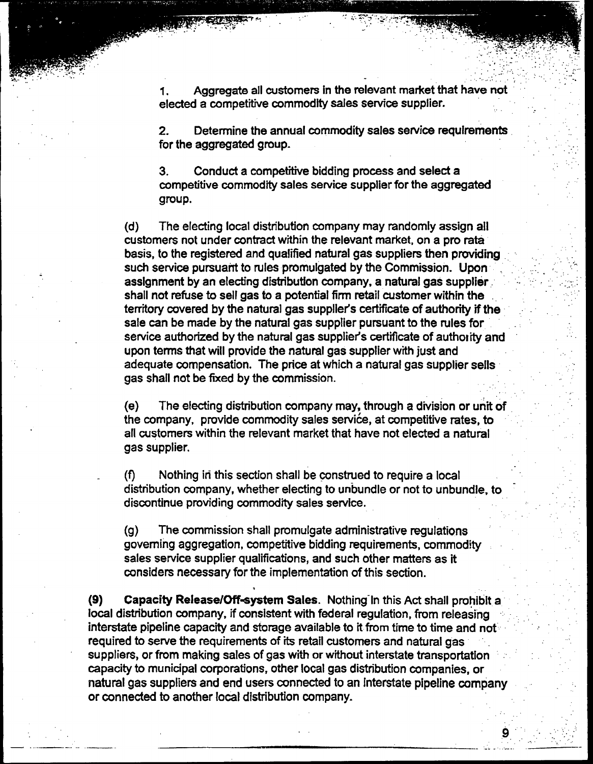1. Aggregate all customers in the relevant market that have not elected a competitive commodity sales service supplier.

2. Determine the annual commodity sales service requirements for the aggregated group.

3. Conduct a competitive bidding process and select a competitive commodity sales service supplier for the aggregated group.

(d) The electing local distribution company may randomly assign all customers not under contract within the relevant market, on a pro rata basis, to the registered and qualified natural gas suppliers then providing such service pursuant to rules promulgated by the Commission. Upon assignment by an electing distribution company, a natural gas supplier shall not refuse to sell gas to a potential firm retail customer within the territory covered by the natural gas supplier's certificate of authority if the sale can be made by the natural gas supplier pursuant to the rules for service authorized by the natural gas supplier's certificate of authority and upon terms that will provide the natural gas supplier with just and adequate compensation. The price at which a natural gas supplier sells gas shall not be fixed by the commission.

(e) The electing distribution company may, through a division or unit of the company, provide commodity sales service, at competitive rates, to all customers within the relevant market that have not elected a natural gas supplier.

(f) Nothing in this section shall be construed to require a local distribution company, whether electing to unbundle or not to unbundle, to discontinue providing commodity sales service.

(g) The commission shall promulgate administrative regulations governing aggregation, competitive bidding requirements, commodity sales service supplier qualifications, and such other matters as it considers necessary for the implementation of this section.

**(9) Capacity Release/Off-system Sales**. Nothing in this Act shall prohibit a local distribution company, if consistent with federal regulation, from releasing interstate pipeline capacity and storage available to it from time to time and not required to serve the requirements of its retail customers and natural gas suppliers, or from making sales of gas with or without interstate transportation capacity to municipal corporations, other local gas distribution companies, or natural gas suppliers and end users connected to an interstate pipeline company or connected to another local distribution company.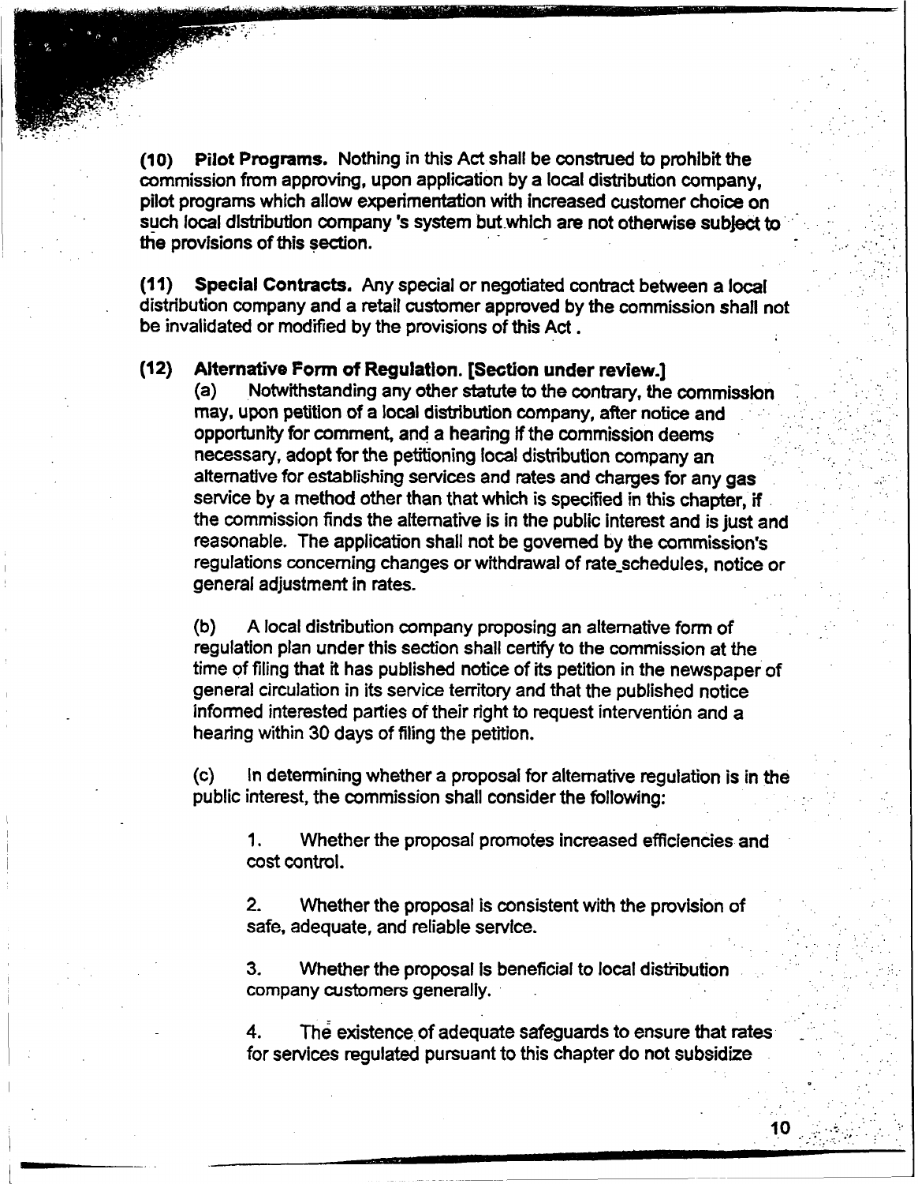**(10) Pilot Programs.** Nothing in this Act shall be construed to prohibit the commission from approving, upon application by a local distribution company, pilot programs which allow experimentation with increased customer choice on such local distribution company 's system but which are not otherwise subject to the provisions of this section.

**(11) Special Contracts.** Any special or negotiated contract between a local distribution company and a retail customer approved by the commission shall not be invalidated or modified by the provisions of this Act .

**(12) Alternative Form of Regulation. [Section under review.]**

(a) Notwithstanding any other statute to the contrary, the commission may, upon petition of a local distribution company, after notice and opportunity for comment, and a hearing if the commission deems necessary, adopt for the petitioning local distribution company an alternative for establishing services and rates and charges for any gas service by a method other than that which is specified in this chapter, if the commission finds the alternative is in the public interest and is just and reasonable. The application shall not be governed by the commission's regulations concerning changes or withdrawal of rate_schedules, notice or general adjustment in rates.

(b) A local distribution company proposing an alternative form of regulation plan under this section shall certify to the commission at the time of filing that it has published notice of its petition in the newspaper of general circulation in its service territory and that the published notice informed interested parties of their right to request intervention and a hearing within 30 days of filing the petition.

(c) In determining whether a proposal for alternative regulation is in the public interest, the commission shall consider the following:

1. Whether the proposal promotes increased efficiencies and cost control.

2. Whether the proposal is consistent with the provision of safe, adequate, and reliable service.

3. Whether the proposal is beneficial to local distribution company customers generally.

4. The existence of adequate safeguards to ensure that rates for services regulated pursuant to this chapter do not subsidize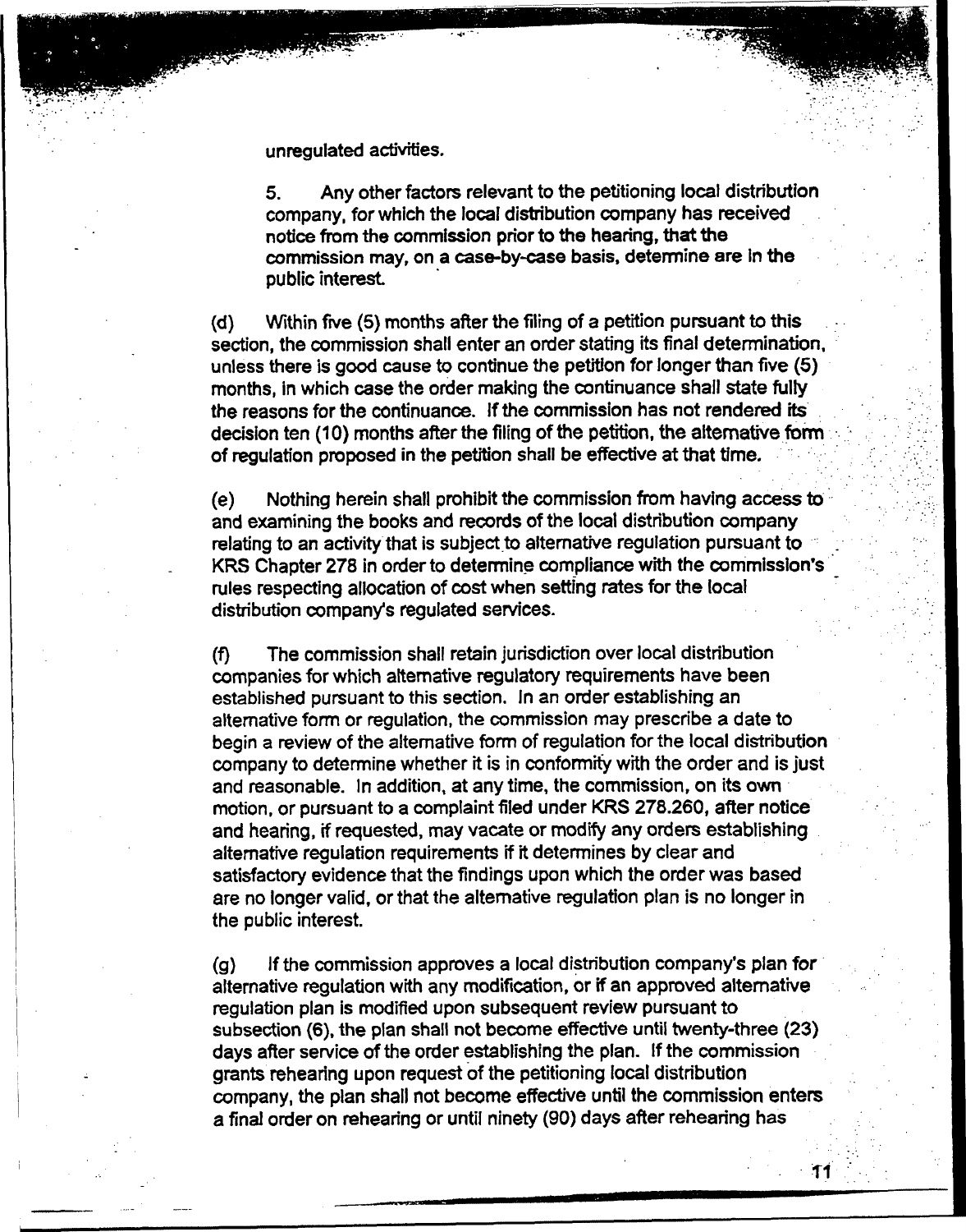unregulated activities.

5. Any other factors relevant to the petitioning local distribution company, for which the local distribution company has received notice from the commission prior to the hearing, that the commission may, on a case-by-case basis, determine are in the public interest.

(d) Within five (5) months after the filing of a petition pursuant to this section, the commission shall enter an order stating its final determination, unless there is good cause to continue the petition for longer than five (5) months, in which case the order making the continuance shall state fully the reasons for the continuance. If the commission has not rendered its decision ten (10) months after the filing of the petition, the alternative form of regulation proposed in the petition shall be effective at that time.

(e) Nothing herein shall prohibit the commission from having access to and examining the books and records of the local distribution company relating to an activity that is subject to alternative regulation pursuant to KRS Chapter 278 in order to determine compliance with the commission's rules respecting allocation of cost when setting rates for the local distribution company's regulated services.

(f) The commission shall retain jurisdiction over local distribution companies for which alternative regulatory requirements have been established pursuant to this section. In an order establishing an alternative form or regulation, the commission may prescribe a date to begin a review of the alternative form of regulation for the local distribution company to determine whether it is in conformity with the order and is just and reasonable. In addition, at any time, the commission, on its own motion, or pursuant to a complaint filed under KRS 278.260, after notice and hearing, if requested, may vacate or modify any orders establishing alternative regulation requirements if it determines by clear and satisfactory evidence that the findings upon which the order was based are no longer valid, or that the alternative regulation plan is no longer in the public interest.

(g) If the commission approves a local distribution company's plan for alternative regulation with any modification, or if an approved alternative regulation plan is modified upon subsequent review pursuant to subsection (6), the plan shall not become effective until twenty-three (23) days after service of the order establishing the plan. If the commission grants rehearing upon request of the petitioning local distribution company, the plan shall not become effective until the commission enters a final order on rehearing or until ninety (90) days after rehearing has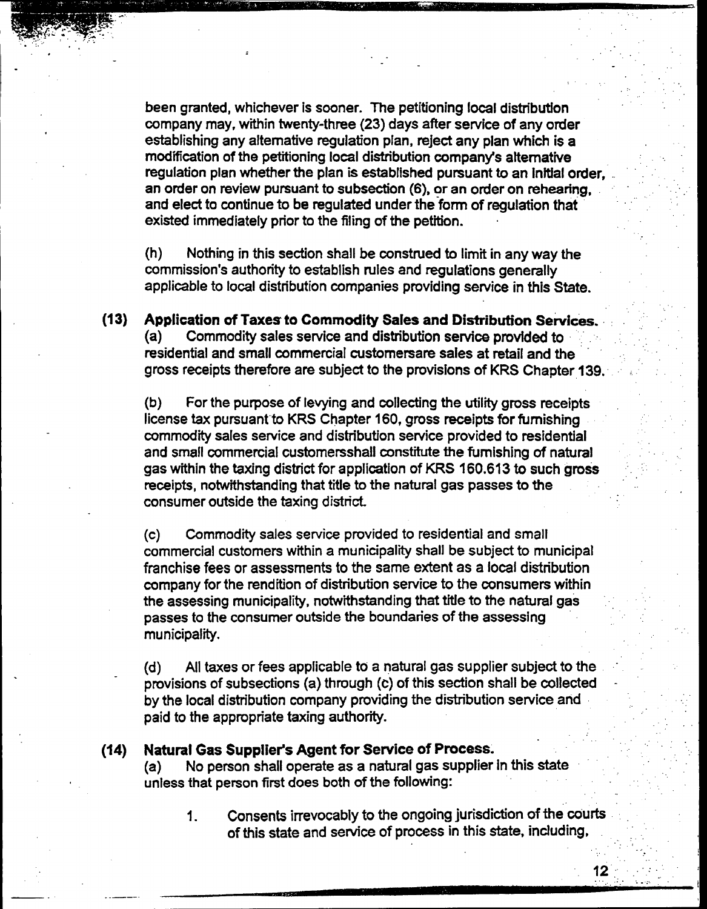been granted, whichever is sooner. The petitioning local distribution company may, within twenty-three (23) days after service of any order establishing any alternative regulation plan, reject any plan which is a modification of the petitioning local distribution company's alternative regulation plan whether the plan is established pursuant to an initial order, an order on review pursuant to subsection (6), or an order on rehearing, and elect to continue to be regulated under the form of regulation that existed immediately prior to the filing of the petition.

(h) Nothing in this section shall be construed to limit in any way the commission's authority to establish rules and regulations generally applicable to local distribution companies providing service in this State.

**(13) Application of Taxes to Commodity Sales and Distribution Services.**
(a) Commodity sales service and distribution service provided to residential and small commercial customersare sales at retail and the gross receipts therefore are subject to the provisions of KRS Chapter 139.

(b) For the purpose of levying and collecting the utility gross receipts license tax pursuant to KRS Chapter 160, gross receipts for furnishing commodity sales service and distribution service provided to residential and small commercial customersshall constitute the furnishing of natural gas within the taxing district for application of KRS 160.613 to such gross receipts, notwithstanding that title to the natural gas passes to the consumer outside the taxing district.

(c) Commodity sales service provided to residential and small commercial customers within a municipality shall be subject to municipal franchise fees or assessments to the same extent as a local distribution company for the rendition of distribution service to the consumers within the assessing municipality, notwithstanding that title to the natural gas passes to the consumer outside the boundaries of the assessing municipality.

(d) All taxes or fees applicable to a natural gas supplier subject to the provisions of subsections (a) through (c) of this section shall be collected by the local distribution company providing the distribution service and paid to the appropriate taxing authority.

**(14) Natural Gas Supplier's Agent for Service of Process.**
(a) No person shall operate as a natural gas supplier in this state unless that person first does both of the following:

1. Consents irrevocably to the ongoing jurisdiction of the courts of this state and service of process in this state, including,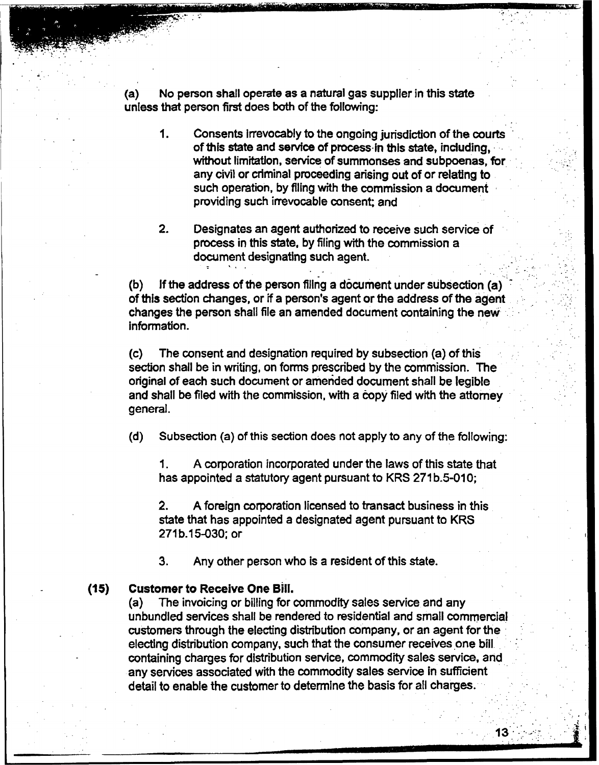(a) No person shall operate as a natural gas supplier in this state unless that person first does both of the following:

1. Consents irrevocably to the ongoing jurisdiction of the courts of this state and service of process in this state, including, without limitation, service of summonses and subpoenas, for any civil or criminal proceeding arising out of or relating to such operation, by filing with the commission a document providing such irrevocable consent; and

2. Designates an agent authorized to receive such service of process in this state, by filing with the commission a document designating such agent.

(b) If the address of the person filing a document under subsection (a) of this section changes, or if a person's agent or the address of the agent changes the person shall file an amended document containing the new information.

(c) The consent and designation required by subsection (a) of this section shall be in writing, on forms prescribed by the commission. The original of each such document or amended document shall be legible and shall be filed with the commission, with a copy filed with the attorney general.

(d) Subsection (a) of this section does not apply to any of the following:

1. A corporation incorporated under the laws of this state that has appointed a statutory agent pursuant to KRS 271b.5-010;

2. A foreign corporation licensed to transact business in this state that has appointed a designated agent pursuant to KRS 271b.15-030; or

3. Any other person who is a resident of this state.

**(15) Customer to Receive One Bill.**

(a) The invoicing or billing for commodity sales service and any unbundled services shall be rendered to residential and small commercial customers through the electing distribution company, or an agent for the electing distribution company, such that the consumer receives one bill containing charges for distribution service, commodity sales service, and any services associated with the commodity sales service in sufficient detail to enable the customer to determine the basis for all charges.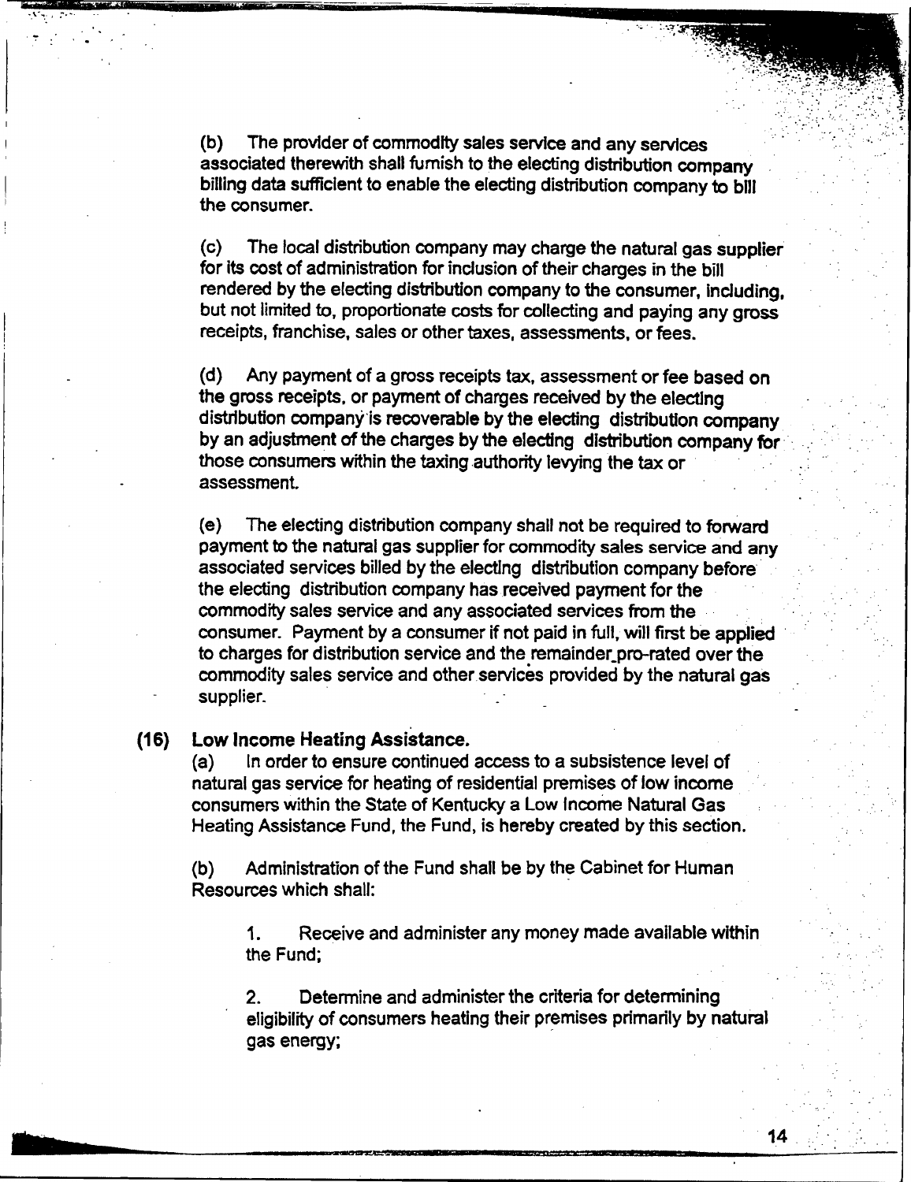(b) The provider of commodity sales service and any services associated therewith shall furnish to the electing distribution company billing data sufficient to enable the electing distribution company to bill the consumer.

(c) The local distribution company may charge the natural gas supplier for its cost of administration for inclusion of their charges in the bill rendered by the electing distribution company to the consumer, including, but not limited to, proportionate costs for collecting and paying any gross receipts, franchise, sales or other taxes, assessments, or fees.

(d) Any payment of a gross receipts tax, assessment or fee based on the gross receipts, or payment of charges received by the electing distribution company is recoverable by the electing distribution company by an adjustment of the charges by the electing distribution company for those consumers within the taxing authority levying the tax or assessment.

(e) The electing distribution company shall not be required to forward payment to the natural gas supplier for commodity sales service and any associated services billed by the electing distribution company before the electing distribution company has received payment for the commodity sales service and any associated services from the consumer. Payment by a consumer if not paid in full, will first be applied to charges for distribution service and the remainder pro-rated over the commodity sales service and other services provided by the natural gas supplier.

**(16) Low Income Heating Assistance.**

(a) In order to ensure continued access to a subsistence level of natural gas service for heating of residential premises of low income consumers within the State of Kentucky a Low Income Natural Gas Heating Assistance Fund, the Fund, is hereby created by this section.

(b) Administration of the Fund shall be by the Cabinet for Human Resources which shall:

1. Receive and administer any money made available within the Fund;

2. Determine and administer the criteria for determining eligibility of consumers heating their premises primarily by natural gas energy;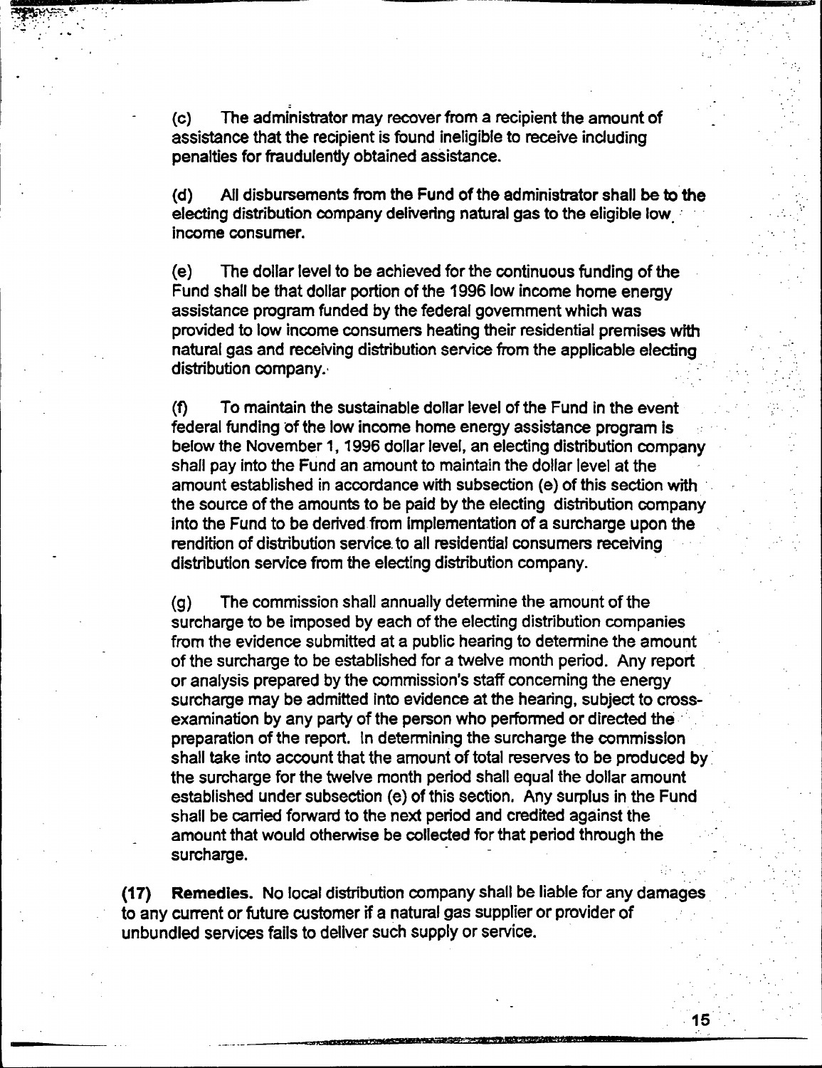(c) The administrator may recover from a recipient the amount of assistance that the recipient is found ineligible to receive including penalties for fraudulently obtained assistance.

(d) All disbursements from the Fund of the administrator shall be to the electing distribution company delivering natural gas to the eligible low income consumer.

(e) The dollar level to be achieved for the continuous funding of the Fund shall be that dollar portion of the 1996 low income home energy assistance program funded by the federal government which was provided to low income consumers heating their residential premises with natural gas and receiving distribution service from the applicable electing distribution company.

(f) To maintain the sustainable dollar level of the Fund in the event federal funding of the low income home energy assistance program is below the November 1, 1996 dollar level, an electing distribution company shall pay into the Fund an amount to maintain the dollar level at the amount established in accordance with subsection (e) of this section with the source of the amounts to be paid by the electing distribution company into the Fund to be derived from implementation of a surcharge upon the rendition of distribution service to all residential consumers receiving distribution service from the electing distribution company.

(g) The commission shall annually determine the amount of the surcharge to be imposed by each of the electing distribution companies from the evidence submitted at a public hearing to determine the amount of the surcharge to be established for a twelve month period. Any report or analysis prepared by the commission's staff concerning the energy surcharge may be admitted into evidence at the hearing, subject to cross-examination by any party of the person who performed or directed the preparation of the report. In determining the surcharge the commission shall take into account that the amount of total reserves to be produced by the surcharge for the twelve month period shall equal the dollar amount established under subsection (e) of this section. Any surplus in the Fund shall be carried forward to the next period and credited against the amount that would otherwise be collected for that period through the surcharge.

**(17) Remedies.** No local distribution company shall be liable for any damages to any current or future customer if a natural gas supplier or provider of unbundled services fails to deliver such supply or service.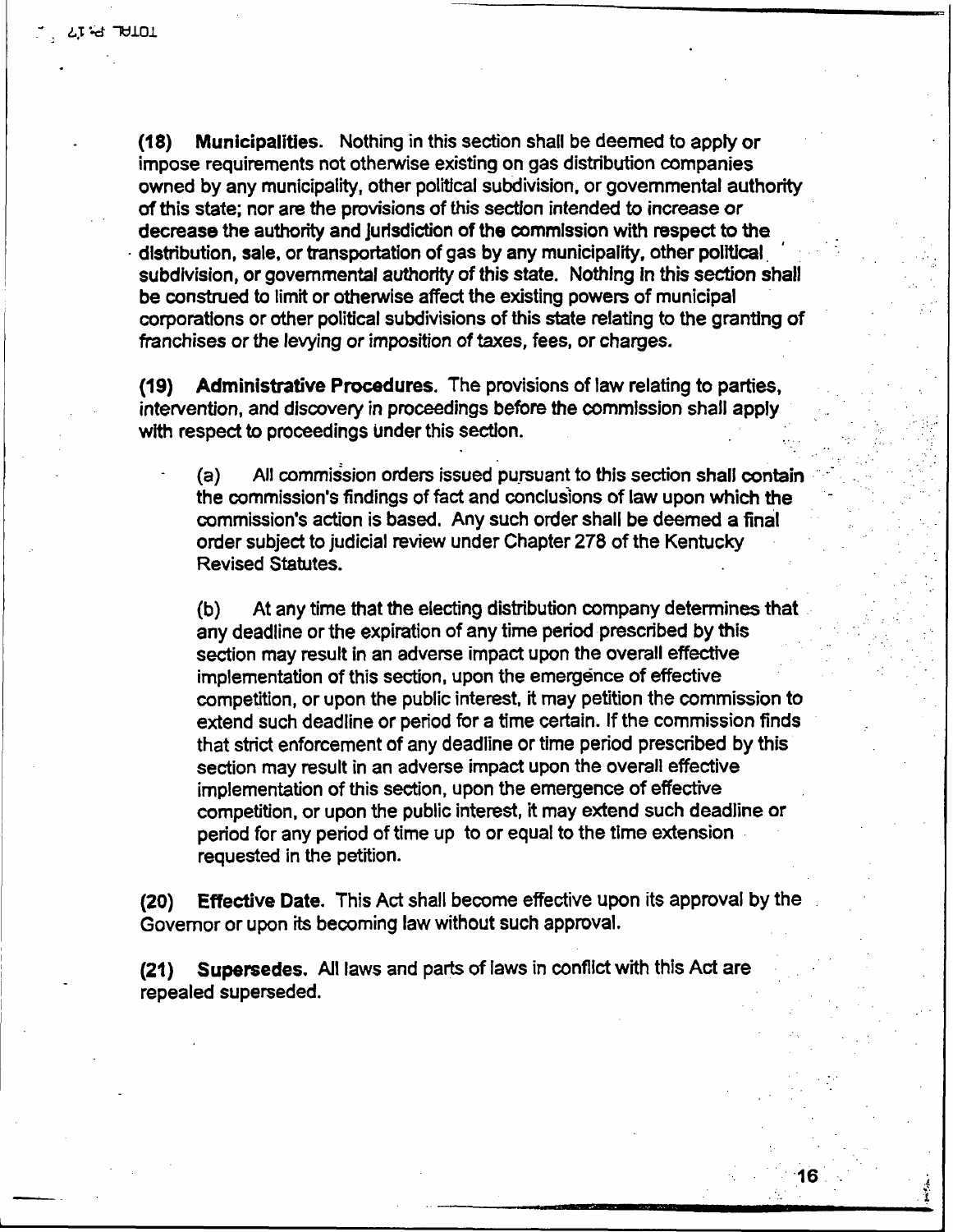**(18) Municipalities.** Nothing in this section shall be deemed to apply or impose requirements not otherwise existing on gas distribution companies owned by any municipality, other political subdivision, or governmental authority of this state; nor are the provisions of this section intended to increase or decrease the authority and jurisdiction of the commission with respect to the distribution, sale, or transportation of gas by any municipality, other political subdivision, or governmental authority of this state. Nothing in this section shall be construed to limit or otherwise affect the existing powers of municipal corporations or other political subdivisions of this state relating to the granting of franchises or the levying or imposition of taxes, fees, or charges.

**(19) Administrative Procedures.** The provisions of law relating to parties, intervention, and discovery in proceedings before the commission shall apply with respect to proceedings under this section.

(a) All commission orders issued pursuant to this section shall contain the commission's findings of fact and conclusions of law upon which the commission's action is based. Any such order shall be deemed a final order subject to judicial review under Chapter 278 of the Kentucky Revised Statutes.

(b) At any time that the electing distribution company determines that any deadline or the expiration of any time period prescribed by this section may result in an adverse impact upon the overall effective implementation of this section, upon the emergence of effective competition, or upon the public interest, it may petition the commission to extend such deadline or period for a time certain. If the commission finds that strict enforcement of any deadline or time period prescribed by this section may result in an adverse impact upon the overall effective implementation of this section, upon the emergence of effective competition, or upon the public interest, it may extend such deadline or period for any period of time up to or equal to the time extension requested in the petition.

**(20) Effective Date.** This Act shall become effective upon its approval by the Governor or upon its becoming law without such approval.

**(21) Supersedes.** All laws and parts of laws in conflict with this Act are repealed superseded.